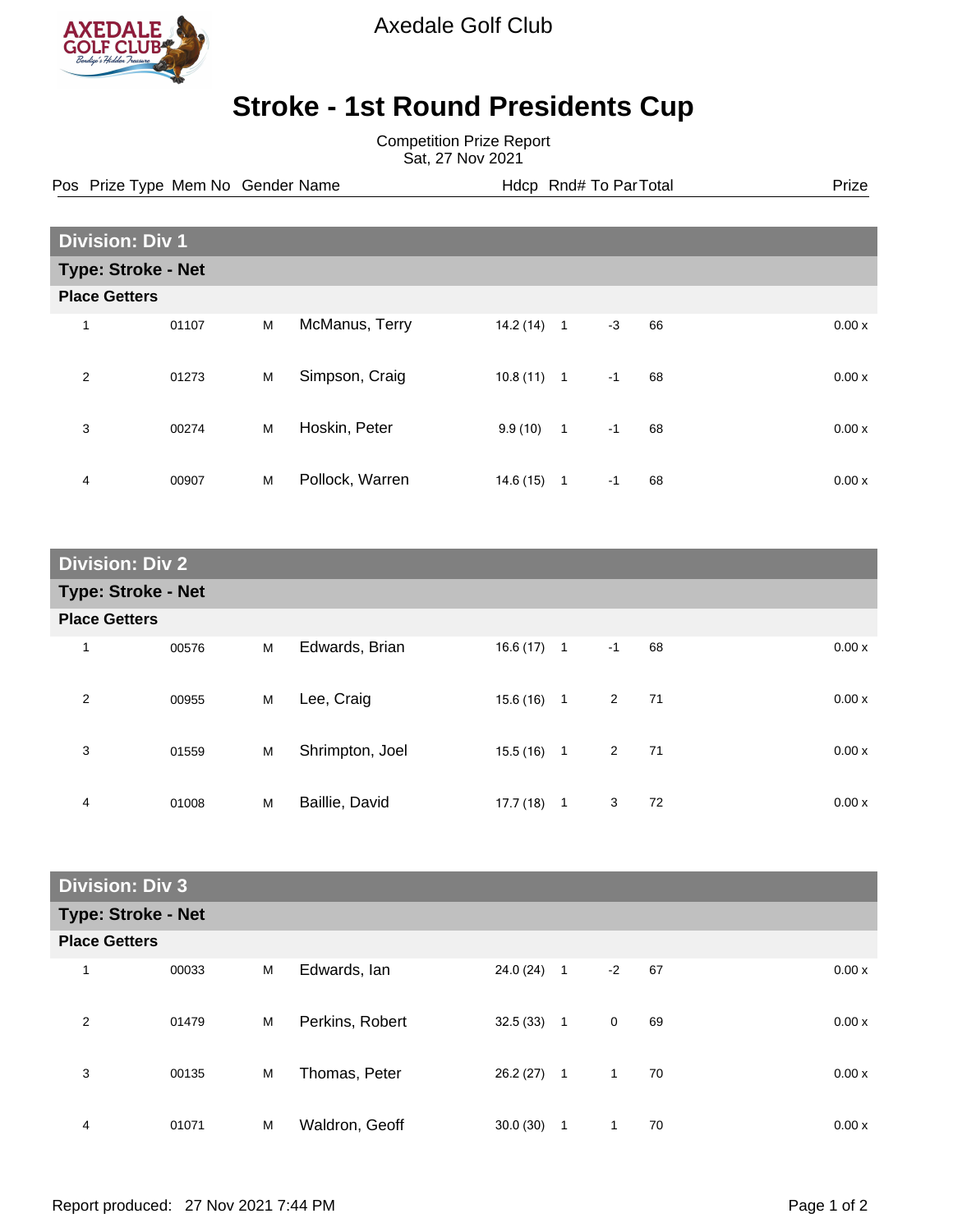Axedale Golf Club

# Stroke - 1st Round Presidents Cup

Competition Prize Report
Sat, 27 Nov 2021

## Division: Div 1

### Type: Stroke - Net

**Place Getters**

| Pos | Prize Type | Mem No | Gender | Name | Hdcp | Rnd# | To Par | Total | Prize |
|---|---|---|---|---|---|---|---|---|---|
| 1 | | 01107 | M | McManus, Terry | 14.2 (14) | 1 | -3 | 66 | 0.00 x |
| 2 | | 01273 | M | Simpson, Craig | 10.8 (11) | 1 | -1 | 68 | 0.00 x |
| 3 | | 00274 | M | Hoskin, Peter | 9.9 (10) | 1 | -1 | 68 | 0.00 x |
| 4 | | 00907 | M | Pollock, Warren | 14.6 (15) | 1 | -1 | 68 | 0.00 x |

## Division: Div 2

### Type: Stroke - Net

**Place Getters**

| Pos | Prize Type | Mem No | Gender | Name | Hdcp | Rnd# | To Par | Total | Prize |
|---|---|---|---|---|---|---|---|---|---|
| 1 | | 00576 | M | Edwards, Brian | 16.6 (17) | 1 | -1 | 68 | 0.00 x |
| 2 | | 00955 | M | Lee, Craig | 15.6 (16) | 1 | 2 | 71 | 0.00 x |
| 3 | | 01559 | M | Shrimpton, Joel | 15.5 (16) | 1 | 2 | 71 | 0.00 x |
| 4 | | 01008 | M | Baillie, David | 17.7 (18) | 1 | 3 | 72 | 0.00 x |

## Division: Div 3

### Type: Stroke - Net

**Place Getters**

| Pos | Prize Type | Mem No | Gender | Name | Hdcp | Rnd# | To Par | Total | Prize |
|---|---|---|---|---|---|---|---|---|---|
| 1 | | 00033 | M | Edwards, Ian | 24.0 (24) | 1 | -2 | 67 | 0.00 x |
| 2 | | 01479 | M | Perkins, Robert | 32.5 (33) | 1 | 0 | 69 | 0.00 x |
| 3 | | 00135 | M | Thomas, Peter | 26.2 (27) | 1 | 1 | 70 | 0.00 x |
| 4 | | 01071 | M | Waldron, Geoff | 30.0 (30) | 1 | 1 | 70 | 0.00 x |

Report produced: 27 Nov 2021 7:44 PM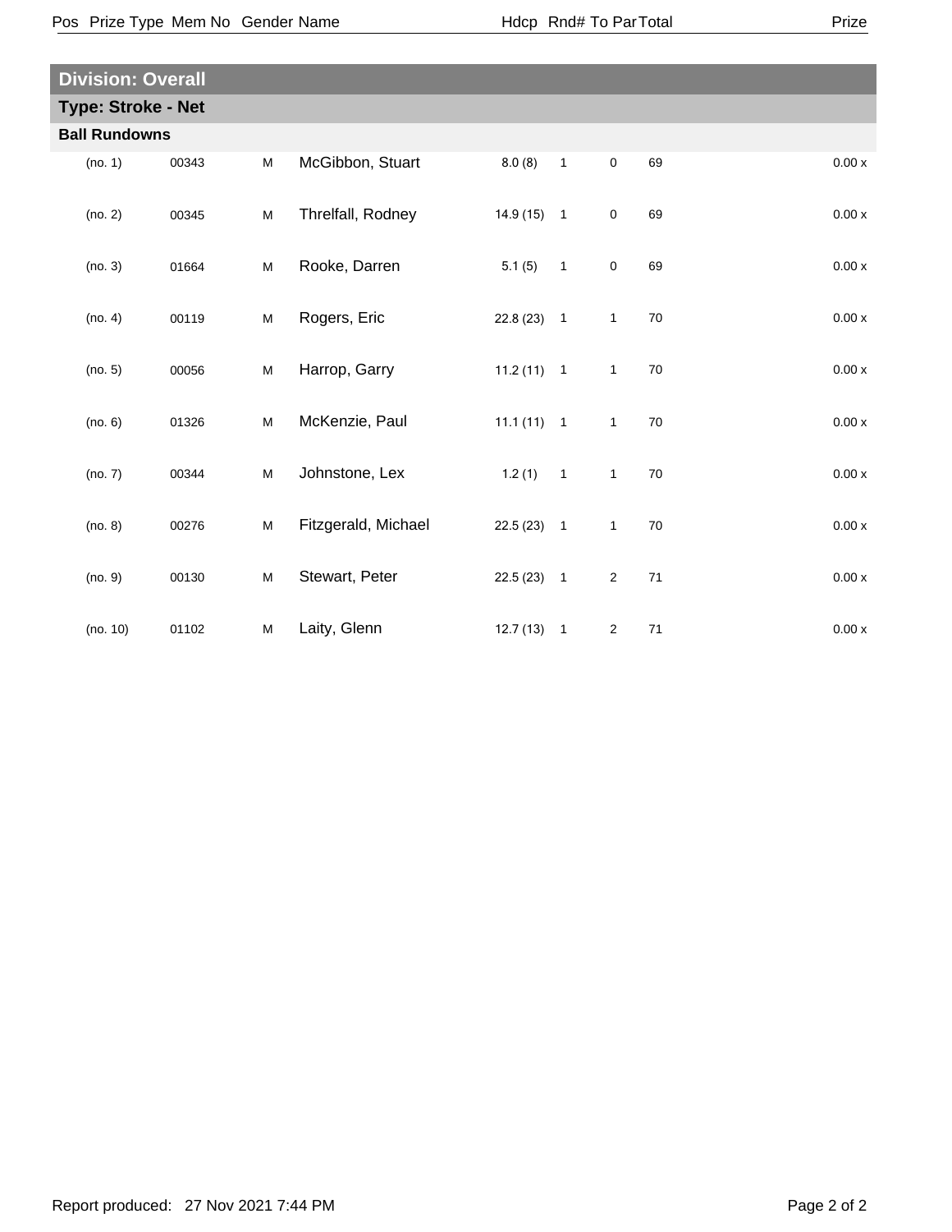| Pos | Prize Type | Mem No | Gender | Name | Hdcp | Rnd# | To Par | Total | Prize |
|---|---|---|---|---|---|---|---|---|---|

## Division: Overall

### Type: Stroke - Net

#### Ball Rundowns

| Pos | Prize Type | Mem No | Gender | Name | Hdcp | Rnd# | To Par | Total | Prize |
|---|---|---|---|---|---|---|---|---|---|
| (no. 1) | | 00343 | M | McGibbon, Stuart | 8.0 (8) | 1 | 0 | 69 | 0.00 x |
| (no. 2) | | 00345 | M | Threlfall, Rodney | 14.9 (15) | 1 | 0 | 69 | 0.00 x |
| (no. 3) | | 01664 | M | Rooke, Darren | 5.1 (5) | 1 | 0 | 69 | 0.00 x |
| (no. 4) | | 00119 | M | Rogers, Eric | 22.8 (23) | 1 | 1 | 70 | 0.00 x |
| (no. 5) | | 00056 | M | Harrop, Garry | 11.2 (11) | 1 | 1 | 70 | 0.00 x |
| (no. 6) | | 01326 | M | McKenzie, Paul | 11.1 (11) | 1 | 1 | 70 | 0.00 x |
| (no. 7) | | 00344 | M | Johnstone, Lex | 1.2 (1) | 1 | 1 | 70 | 0.00 x |
| (no. 8) | | 00276 | M | Fitzgerald, Michael | 22.5 (23) | 1 | 1 | 70 | 0.00 x |
| (no. 9) | | 00130 | M | Stewart, Peter | 22.5 (23) | 1 | 2 | 71 | 0.00 x |
| (no. 10) | | 01102 | M | Laity, Glenn | 12.7 (13) | 1 | 2 | 71 | 0.00 x |

Report produced: 27 Nov 2021 7:44 PM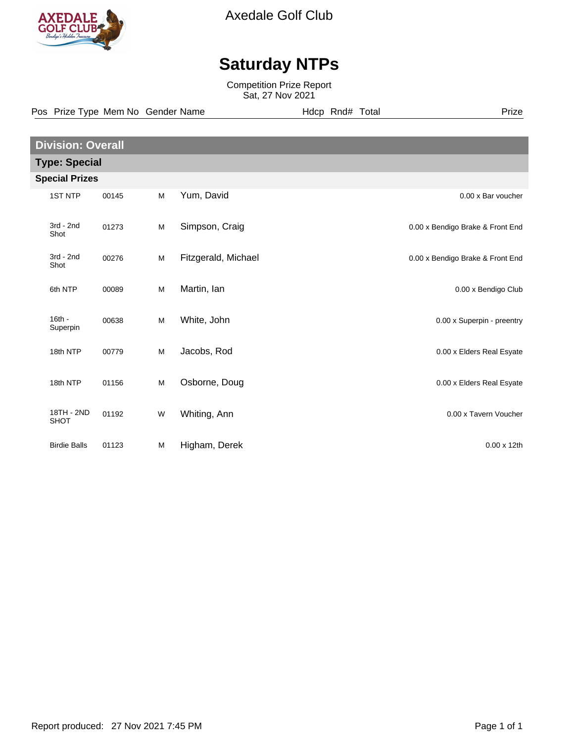Axedale Golf Club

# Saturday NTPs

Competition Prize Report
Sat, 27 Nov 2021

## Division: Overall

### Type: Special

#### Special Prizes

| Pos | Prize Type | Mem No | Gender | Name | Hdcp | Rnd# | Total | Prize |
|---|---|---|---|---|---|---|---|---|
| | 1ST NTP | 00145 | M | Yum, David | | | | 0.00 x Bar voucher |
| | 3rd - 2nd Shot | 01273 | M | Simpson, Craig | | | | 0.00 x Bendigo Brake & Front End |
| | 3rd - 2nd Shot | 00276 | M | Fitzgerald, Michael | | | | 0.00 x Bendigo Brake & Front End |
| | 6th NTP | 00089 | M | Martin, Ian | | | | 0.00 x Bendigo Club |
| | 16th - Superpin | 00638 | M | White, John | | | | 0.00 x Superpin - preentry |
| | 18th NTP | 00779 | M | Jacobs, Rod | | | | 0.00 x Elders Real Esyate |
| | 18th NTP | 01156 | M | Osborne, Doug | | | | 0.00 x Elders Real Esyate |
| | 18TH - 2ND SHOT | 01192 | W | Whiting, Ann | | | | 0.00 x Tavern Voucher |
| | Birdie Balls | 01123 | M | Higham, Derek | | | | 0.00 x 12th |

Report produced: 27 Nov 2021 7:45 PM